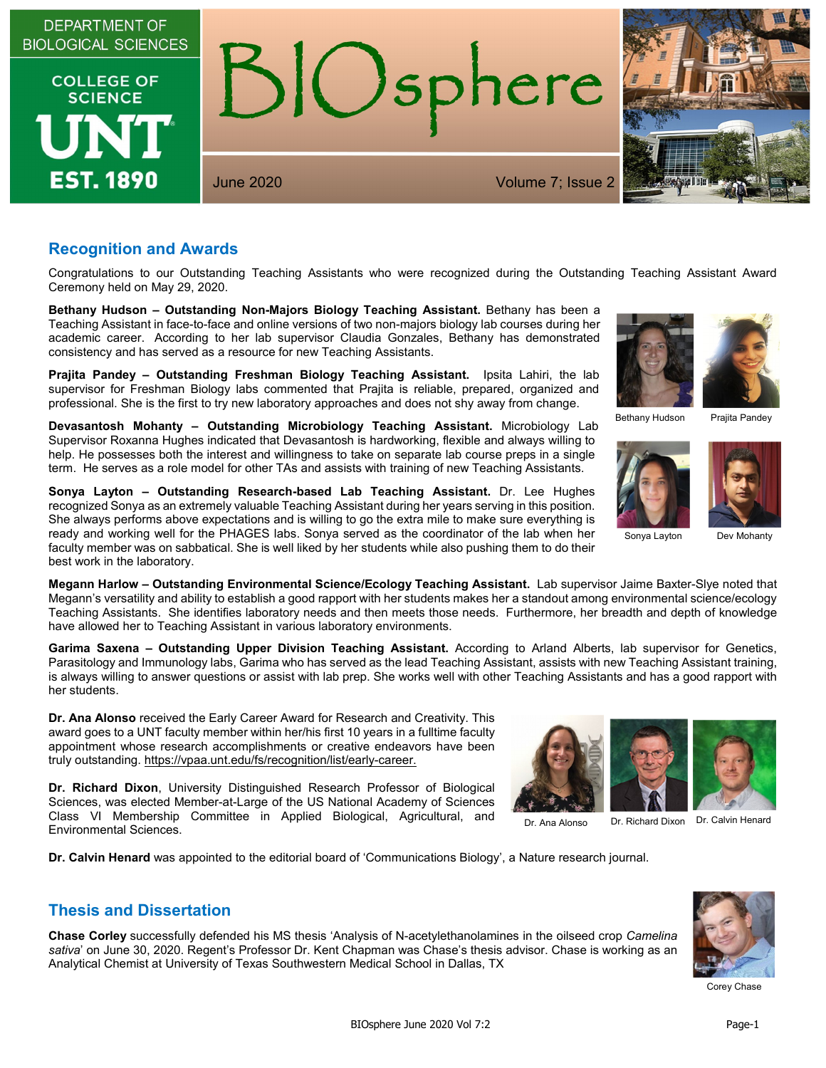DEPARTMENT OF BIOLOGICAL SCIENCES

COLLEGE OF SCIENCE

UNT EST. 1890

# BIOsphere

June 2020 Volume 7; Issue 2

## Recognition and Awards

Congratulations to our Outstanding Teaching Assistants who were recognized during the Outstanding Teaching Assistant Award Ceremony held on May 29, 2020.

**Bethany Hudson – Outstanding Non-Majors Biology Teaching Assistant.** Bethany has been a Teaching Assistant in face-to-face and online versions of two non-majors biology lab courses during her academic career. According to her lab supervisor Claudia Gonzales, Bethany has demonstrated consistency and has served as a resource for new Teaching Assistants.

**Prajita Pandey – Outstanding Freshman Biology Teaching Assistant.** Ipsita Lahiri, the lab supervisor for Freshman Biology labs commented that Prajita is reliable, prepared, organized and professional. She is the first to try new laboratory approaches and does not shy away from change.

**Devasantosh Mohanty – Outstanding Microbiology Teaching Assistant.** Microbiology Lab Supervisor Roxanna Hughes indicated that Devasantosh is hardworking, flexible and always willing to help. He possesses both the interest and willingness to take on separate lab course preps in a single term. He serves as a role model for other TAs and assists with training of new Teaching Assistants.

**Sonya Layton – Outstanding Research-based Lab Teaching Assistant.** Dr. Lee Hughes recognized Sonya as an extremely valuable Teaching Assistant during her years serving in this position. She always performs above expectations and is willing to go the extra mile to make sure everything is ready and working well for the PHAGES labs. Sonya served as the coordinator of the lab when her faculty member was on sabbatical. She is well liked by her students while also pushing them to do their best work in the laboratory.

Bethany Hudson

Prajita Pandey

Sonya Layton

Dev Mohanty

**Megann Harlow – Outstanding Environmental Science/Ecology Teaching Assistant.** Lab supervisor Jaime Baxter-Slye noted that Megann's versatility and ability to establish a good rapport with her students makes her a standout among environmental science/ecology Teaching Assistants. She identifies laboratory needs and then meets those needs. Furthermore, her breadth and depth of knowledge have allowed her to Teaching Assistant in various laboratory environments.

**Garima Saxena – Outstanding Upper Division Teaching Assistant.** According to Arland Alberts, lab supervisor for Genetics, Parasitology and Immunology labs, Garima who has served as the lead Teaching Assistant, assists with new Teaching Assistant training, is always willing to answer questions or assist with lab prep. She works well with other Teaching Assistants and has a good rapport with her students.

**Dr. Ana Alonso** received the Early Career Award for Research and Creativity. This award goes to a UNT faculty member within her/his first 10 years in a fulltime faculty appointment whose research accomplishments or creative endeavors have been truly outstanding. https://vpaa.unt.edu/fs/recognition/list/early-career.

**Dr. Richard Dixon**, University Distinguished Research Professor of Biological Sciences, was elected Member-at-Large of the US National Academy of Sciences Class VI Membership Committee in Applied Biological, Agricultural, and Environmental Sciences.

Dr. Ana Alonso

Dr. Richard Dixon

Dr. Calvin Henard

**Dr. Calvin Henard** was appointed to the editorial board of 'Communications Biology', a Nature research journal.

## Thesis and Dissertation

**Chase Corley** successfully defended his MS thesis 'Analysis of N-acetylethanolamines in the oilseed crop *Camelina sativa*' on June 30, 2020. Regent's Professor Dr. Kent Chapman was Chase's thesis advisor. Chase is working as an Analytical Chemist at University of Texas Southwestern Medical School in Dallas, TX

Corey Chase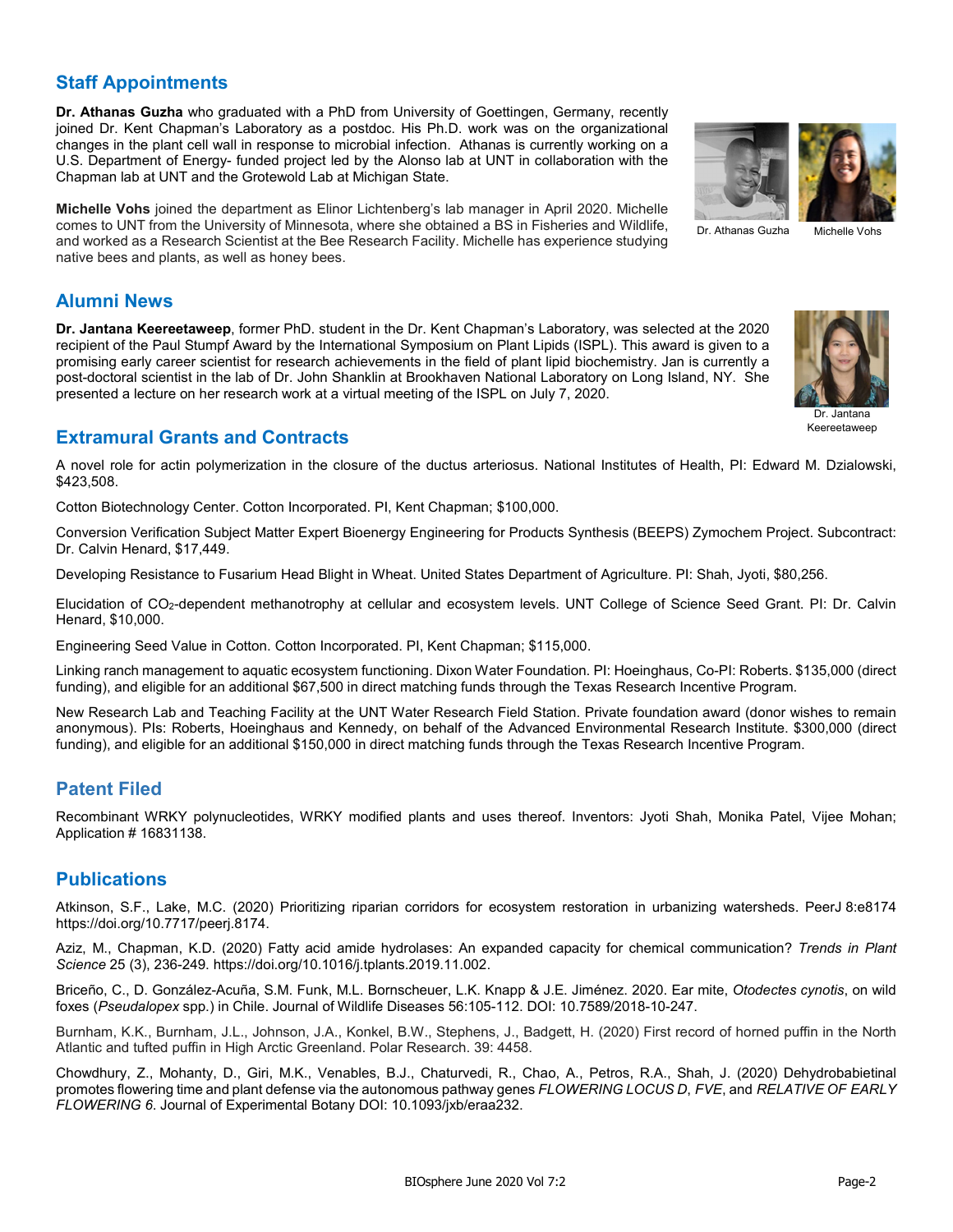## Staff Appointments

**Dr. Athanas Guzha** who graduated with a PhD from University of Goettingen, Germany, recently joined Dr. Kent Chapman's Laboratory as a postdoc. His Ph.D. work was on the organizational changes in the plant cell wall in response to microbial infection. Athanas is currently working on a U.S. Department of Energy- funded project led by the Alonso lab at UNT in collaboration with the Chapman lab at UNT and the Grotewold Lab at Michigan State.

**Michelle Vohs** joined the department as Elinor Lichtenberg's lab manager in April 2020. Michelle comes to UNT from the University of Minnesota, where she obtained a BS in Fisheries and Wildlife, and worked as a Research Scientist at the Bee Research Facility. Michelle has experience studying native bees and plants, as well as honey bees.

Dr. Athanas Guzha

Michelle Vohs

## Alumni News

**Dr. Jantana Keereetaweep**, former PhD. student in the Dr. Kent Chapman's Laboratory, was selected at the 2020 recipient of the Paul Stumpf Award by the International Symposium on Plant Lipids (ISPL). This award is given to a promising early career scientist for research achievements in the field of plant lipid biochemistry. Jan is currently a post-doctoral scientist in the lab of Dr. John Shanklin at Brookhaven National Laboratory on Long Island, NY. She presented a lecture on her research work at a virtual meeting of the ISPL on July 7, 2020.

Dr. Jantana Keereetaweep

## Extramural Grants and Contracts

A novel role for actin polymerization in the closure of the ductus arteriosus. National Institutes of Health, PI: Edward M. Dzialowski, $423,508.

Cotton Biotechnology Center. Cotton Incorporated. PI, Kent Chapman; $100,000.

Conversion Verification Subject Matter Expert Bioenergy Engineering for Products Synthesis (BEEPS) Zymochem Project. Subcontract: Dr. Calvin Henard, $17,449.

Developing Resistance to Fusarium Head Blight in Wheat. United States Department of Agriculture. PI: Shah, Jyoti, $80,256.

Elucidation of $CO_2$-dependent methanotrophy at cellular and ecosystem levels. UNT College of Science Seed Grant. PI: Dr. Calvin Henard, $10,000.

Engineering Seed Value in Cotton. Cotton Incorporated. PI, Kent Chapman; $115,000.

Linking ranch management to aquatic ecosystem functioning. Dixon Water Foundation. PI: Hoeinghaus, Co-PI: Roberts. $135,000 (direct funding), and eligible for an additional $67,500 in direct matching funds through the Texas Research Incentive Program.

New Research Lab and Teaching Facility at the UNT Water Research Field Station. Private foundation award (donor wishes to remain anonymous). PIs: Roberts, Hoeinghaus and Kennedy, on behalf of the Advanced Environmental Research Institute. $300,000 (direct funding), and eligible for an additional $150,000 in direct matching funds through the Texas Research Incentive Program.

## Patent Filed

Recombinant WRKY polynucleotides, WRKY modified plants and uses thereof. Inventors: Jyoti Shah, Monika Patel, Vijee Mohan; Application # 16831138.

## Publications

Atkinson, S.F., Lake, M.C. (2020) Prioritizing riparian corridors for ecosystem restoration in urbanizing watersheds. PeerJ 8:e8174 https://doi.org/10.7717/peerj.8174.

Aziz, M., Chapman, K.D. (2020) Fatty acid amide hydrolases: An expanded capacity for chemical communication? *Trends in Plant Science* 25 (3), 236-249. https://doi.org/10.1016/j.tplants.2019.11.002.

Briceño, C., D. González-Acuña, S.M. Funk, M.L. Bornscheuer, L.K. Knapp & J.E. Jiménez. 2020. Ear mite, *Otodectes cynotis*, on wild foxes (*Pseudalopex* spp.) in Chile. Journal of Wildlife Diseases 56:105-112. DOI: 10.7589/2018-10-247.

Burnham, K.K., Burnham, J.L., Johnson, J.A., Konkel, B.W., Stephens, J., Badgett, H. (2020) First record of horned puffin in the North Atlantic and tufted puffin in High Arctic Greenland. Polar Research. 39: 4458.

Chowdhury, Z., Mohanty, D., Giri, M.K., Venables, B.J., Chaturvedi, R., Chao, A., Petros, R.A., Shah, J. (2020) Dehydrobabietinal promotes flowering time and plant defense via the autonomous pathway genes *FLOWERING LOCUS D*, *FVE*, and *RELATIVE OF EARLY FLOWERING 6*. Journal of Experimental Botany DOI: 10.1093/jxb/eraa232.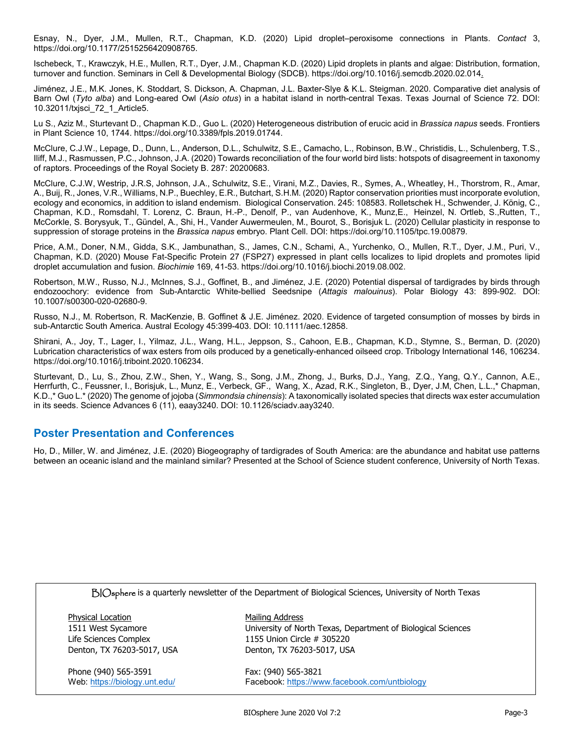Esnay, N., Dyer, J.M., Mullen, R.T., Chapman, K.D. (2020) Lipid droplet–peroxisome connections in Plants. *Contact* 3, https://doi.org/10.1177/2515256420908765.

Ischebeck, T., Krawczyk, H.E., Mullen, R.T., Dyer, J.M., Chapman K.D. (2020) Lipid droplets in plants and algae: Distribution, formation, turnover and function. Seminars in Cell & Developmental Biology (SDCB). https://doi.org/10.1016/j.semcdb.2020.02.014.

Jiménez, J.E., M.K. Jones, K. Stoddart, S. Dickson, A. Chapman, J.L. Baxter-Slye & K.L. Steigman. 2020. Comparative diet analysis of Barn Owl (*Tyto alba*) and Long-eared Owl (*Asio otus*) in a habitat island in north-central Texas. Texas Journal of Science 72. DOI: 10.32011/txjsci_72_1_Article5.

Lu S., Aziz M., Sturtevant D., Chapman K.D., Guo L. (2020) Heterogeneous distribution of erucic acid in *Brassica napus* seeds. Frontiers in Plant Science 10, 1744. https://doi.org/10.3389/fpls.2019.01744.

McClure, C.J.W., Lepage, D., Dunn, L., Anderson, D.L., Schulwitz, S.E., Camacho, L., Robinson, B.W., Christidis, L., Schulenberg, T.S., Iliff, M.J., Rasmussen, P.C., Johnson, J.A. (2020) Towards reconciliation of the four world bird lists: hotspots of disagreement in taxonomy of raptors. Proceedings of the Royal Society B. 287: 20200683.

McClure, C.J.W, Westrip, J.R.S, Johnson, J.A., Schulwitz, S.E., Virani, M.Z., Davies, R., Symes, A., Wheatley, H., Thorstrom, R., Amar, A., Buij, R., Jones, V.R., Williams, N.P., Buechley, E.R., Butchart, S.H.M. (2020) Raptor conservation priorities must incorporate evolution, ecology and economics, in addition to island endemism. Biological Conservation. 245: 108583. Rolletschek H., Schwender, J. König, C., Chapman, K.D., Romsdahl, T. Lorenz, C. Braun, H.-P., Denolf, P., van Audenhove, K., Munz,E., Heinzel, N. Ortleb, S.,Rutten, T., McCorkle, S. Borysyuk, T., Gündel, A., Shi, H., Vander Auwermeulen, M., Bourot, S., Borisjuk L. (2020) Cellular plasticity in response to suppression of storage proteins in the *Brassica napus* embryo. Plant Cell. DOI: https://doi.org/10.1105/tpc.19.00879.

Price, A.M., Doner, N.M., Gidda, S.K., Jambunathan, S., James, C.N., Schami, A., Yurchenko, O., Mullen, R.T., Dyer, J.M., Puri, V., Chapman, K.D. (2020) Mouse Fat-Specific Protein 27 (FSP27) expressed in plant cells localizes to lipid droplets and promotes lipid droplet accumulation and fusion. *Biochimie* 169, 41-53. https://doi.org/10.1016/j.biochi.2019.08.002.

Robertson, M.W., Russo, N.J., McInnes, S.J., Goffinet, B., and Jiménez, J.E. (2020) Potential dispersal of tardigrades by birds through endozoochory: evidence from Sub-Antarctic White-bellied Seedsnipe (*Attagis malouinus*). Polar Biology 43: 899-902. DOI: 10.1007/s00300-020-02680-9.

Russo, N.J., M. Robertson, R. MacKenzie, B. Goffinet & J.E. Jiménez. 2020. Evidence of targeted consumption of mosses by birds in sub-Antarctic South America. Austral Ecology 45:399-403. DOI: 10.1111/aec.12858.

Shirani, A., Joy, T., Lager, I., Yilmaz, J.L., Wang, H.L., Jeppson, S., Cahoon, E.B., Chapman, K.D., Stymne, S., Berman, D. (2020) Lubrication characteristics of wax esters from oils produced by a genetically-enhanced oilseed crop. Tribology International 146, 106234. https://doi.org/10.1016/j.triboint.2020.106234.

Sturtevant, D., Lu, S., Zhou, Z.W., Shen, Y., Wang, S., Song, J.M., Zhong, J., Burks, D.J., Yang, Z.Q., Yang, Q.Y., Cannon, A.E., Herrfurth, C., Feussner, I., Borisjuk, L., Munz, E., Verbeck, GF., Wang, X., Azad, R.K., Singleton, B., Dyer, J.M, Chen, L.L.,* Chapman, K.D.,* Guo L.* (2020) The genome of jojoba (*Simmondsia chinensis*): A taxonomically isolated species that directs wax ester accumulation in its seeds. Science Advances 6 (11), eaay3240. DOI: 10.1126/sciadv.aay3240.

## Poster Presentation and Conferences

Ho, D., Miller, W. and Jiménez, J.E. (2020) Biogeography of tardigrades of South America: are the abundance and habitat use patterns between an oceanic island and the mainland similar? Presented at the School of Science student conference, University of North Texas.

BIOsphere is a quarterly newsletter of the Department of Biological Sciences, University of North Texas

| | |
|---|---|
| Physical Location | Mailing Address |
| 1511 West Sycamore | University of North Texas, Department of Biological Sciences |
| Life Sciences Complex | 1155 Union Circle # 305220 |
| Denton, TX 76203-5017, USA | Denton, TX 76203-5017, USA |
| Phone (940) 565-3591 | Fax: (940) 565-3821 |
| Web: https://biology.unt.edu/ | Facebook: https://www.facebook.com/untbiology |